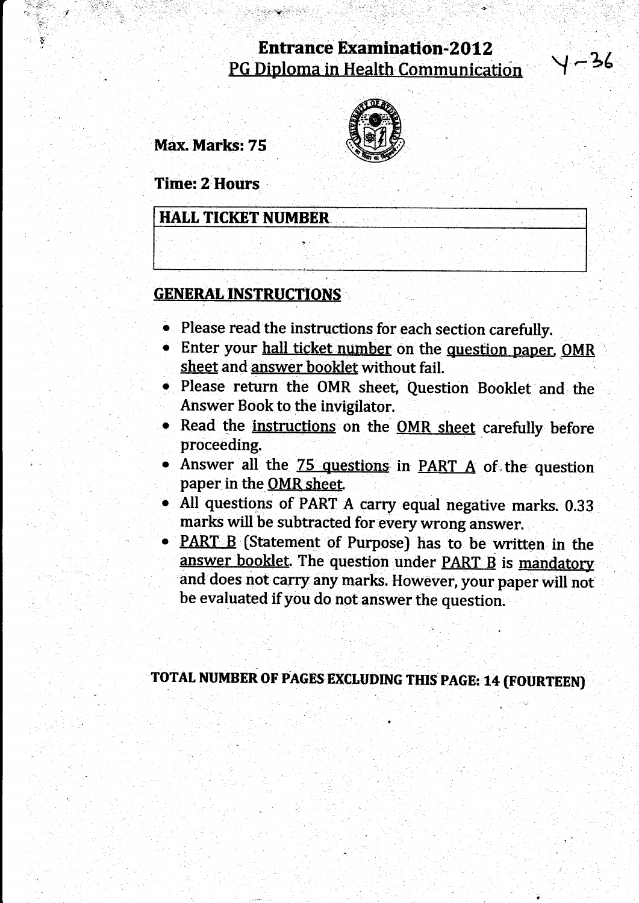# Entrance Examination-2012

## PG Diploma in Health Communication

Y-36

**Max. Marks: 75**

**Time: 2 Hours**

| HALL TICKET NUMBER |
| --- |
| |

## GENERAL INSTRUCTIONS

- Please read the instructions for each section carefully.
- Enter your hall ticket number on the question paper, OMR sheet and answer booklet without fail.
- Please return the OMR sheet, Question Booklet and the Answer Book to the invigilator.
- Read the instructions on the OMR sheet carefully before proceeding.
- Answer all the 75 questions in PART A of the question paper in the OMR sheet.
- All questions of PART A carry equal negative marks. 0.33 marks will be subtracted for every wrong answer.
- PART B (Statement of Purpose) has to be written in the answer booklet. The question under PART B is mandatory and does not carry any marks. However, your paper will not be evaluated if you do not answer the question.

**TOTAL NUMBER OF PAGES EXCLUDING THIS PAGE: 14 (FOURTEEN)**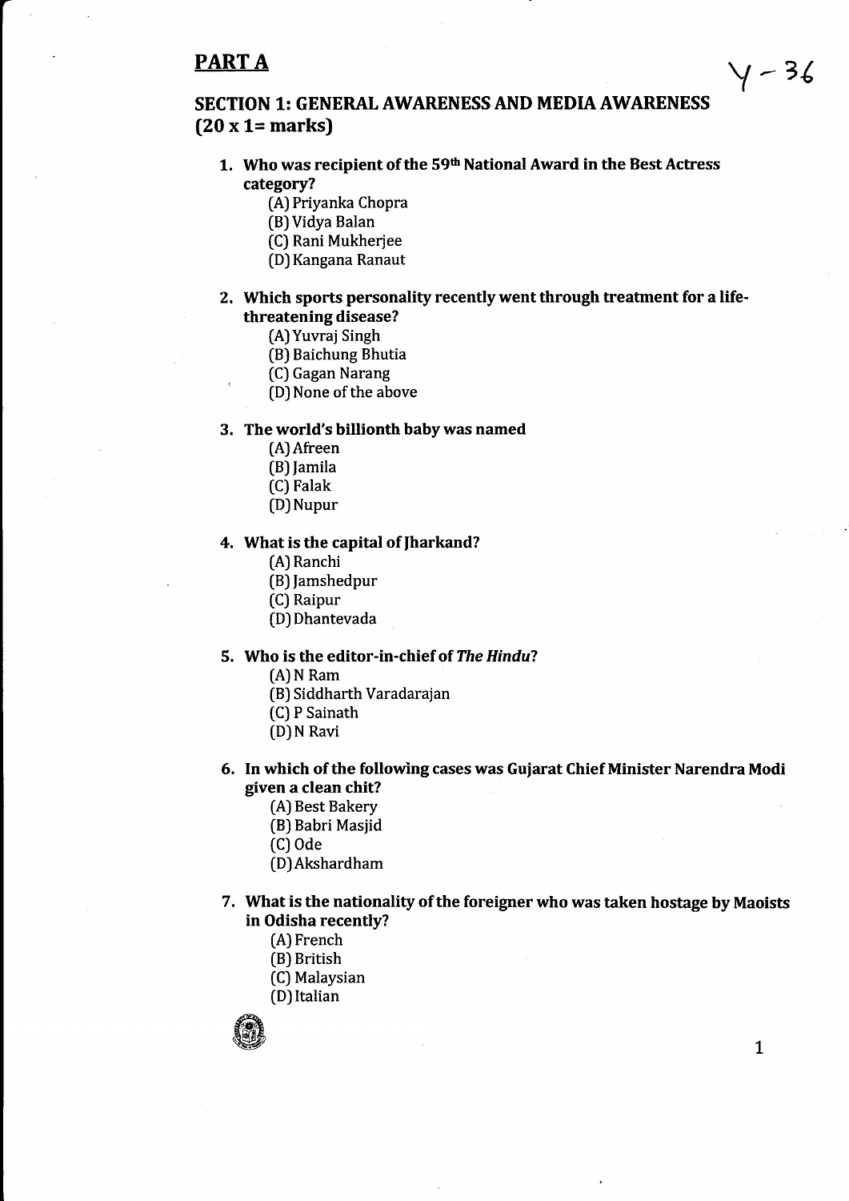## PART A

Y - 36

### SECTION 1: GENERAL AWARENESS AND MEDIA AWARENESS (20 x 1= marks)

1. **Who was recipient of the 59th National Award in the Best Actress category?**
   (A) Priyanka Chopra
   (B) Vidya Balan
   (C) Rani Mukherjee
   (D) Kangana Ranaut

2. **Which sports personality recently went through treatment for a life-threatening disease?**
   (A) Yuvraj Singh
   (B) Baichung Bhutia
   (C) Gagan Narang
   (D) None of the above

3. **The world's billionth baby was named**
   (A) Afreen
   (B) Jamila
   (C) Falak
   (D) Nupur

4. **What is the capital of Jharkand?**
   (A) Ranchi
   (B) Jamshedpur
   (C) Raipur
   (D) Dhantevada

5. **Who is the editor-in-chief of *The Hindu*?**
   (A) N Ram
   (B) Siddharth Varadarajan
   (C) P Sainath
   (D) N Ravi

6. **In which of the following cases was Gujarat Chief Minister Narendra Modi given a clean chit?**
   (A) Best Bakery
   (B) Babri Masjid
   (C) Ode
   (D) Akshardham

7. **What is the nationality of the foreigner who was taken hostage by Maoists in Odisha recently?**
   (A) French
   (B) British
   (C) Malaysian
   (D) Italian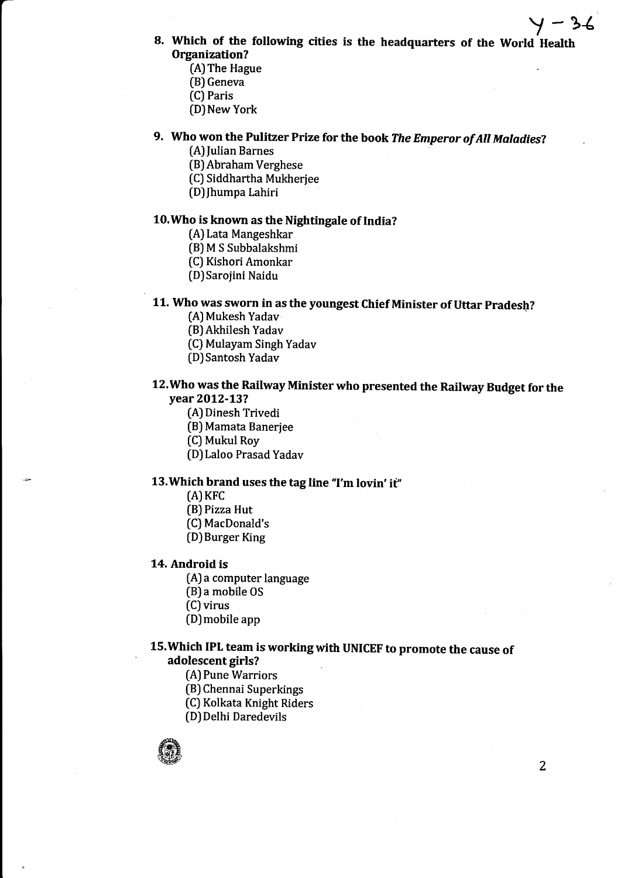Y – 36

**8. Which of the following cities is the headquarters of the World Health Organization?**

(A) The Hague
(B) Geneva
(C) Paris
(D) New York

**9. Who won the Pulitzer Prize for the book *The Emperor of All Maladies*?**

(A) Julian Barnes
(B) Abraham Verghese
(C) Siddhartha Mukherjee
(D) Jhumpa Lahiri

**10. Who is known as the Nightingale of India?**

(A) Lata Mangeshkar
(B) M S Subbalakshmi
(C) Kishori Amonkar
(D) Sarojini Naidu

**11. Who was sworn in as the youngest Chief Minister of Uttar Pradesh?**

(A) Mukesh Yadav
(B) Akhilesh Yadav
(C) Mulayam Singh Yadav
(D) Santosh Yadav

**12. Who was the Railway Minister who presented the Railway Budget for the year 2012-13?**

(A) Dinesh Trivedi
(B) Mamata Banerjee
(C) Mukul Roy
(D) Laloo Prasad Yadav

**13. Which brand uses the tag line "I'm lovin' it"**

(A) KFC
(B) Pizza Hut
(C) MacDonald's
(D) Burger King

**14. Android is**

(A) a computer language
(B) a mobile OS
(C) virus
(D) mobile app

**15. Which IPL team is working with UNICEF to promote the cause of adolescent girls?**

(A) Pune Warriors
(B) Chennai Superkings
(C) Kolkata Knight Riders
(D) Delhi Daredevils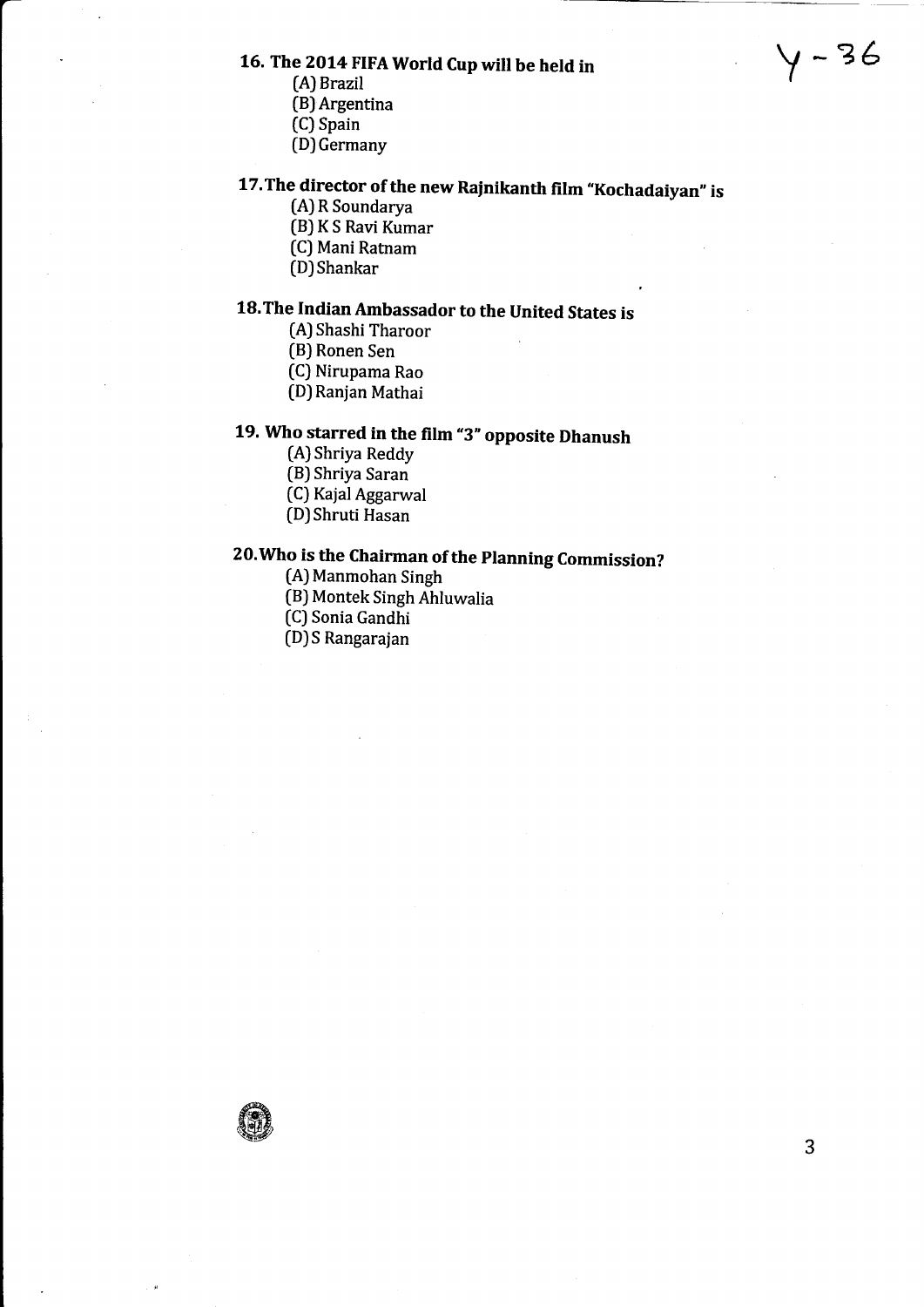**16. The 2014 FIFA World Cup will be held in**

(A) Brazil
(B) Argentina
(C) Spain
(D) Germany

**17. The director of the new Rajnikanth film "Kochadaiyan" is**

(A) R Soundarya
(B) K S Ravi Kumar
(C) Mani Ratnam
(D) Shankar

**18. The Indian Ambassador to the United States is**

(A) Shashi Tharoor
(B) Ronen Sen
(C) Nirupama Rao
(D) Ranjan Mathai

**19. Who starred in the film "3" opposite Dhanush**

(A) Shriya Reddy
(B) Shriya Saran
(C) Kajal Aggarwal
(D) Shruti Hasan

**20. Who is the Chairman of the Planning Commission?**

(A) Manmohan Singh
(B) Montek Singh Ahluwalia
(C) Sonia Gandhi
(D) S Rangarajan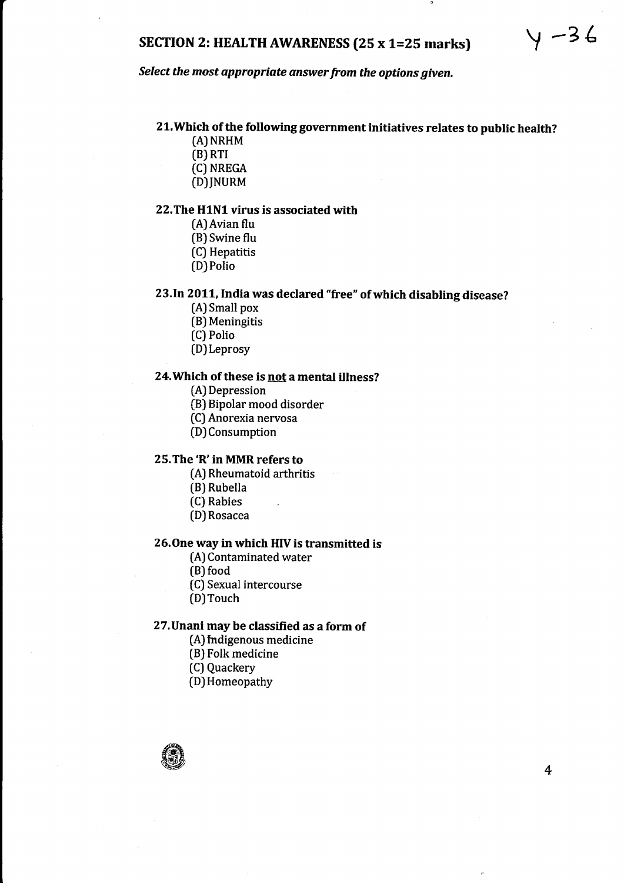## SECTION 2: HEALTH AWARENESS (25 x 1=25 marks)

Y -36

*Select the most appropriate answer from the options given.*

**21. Which of the following government initiatives relates to public health?**

(A) NRHM
(B) RTI
(C) NREGA
(D) JNURM

**22. The H1N1 virus is associated with**

(A) Avian flu
(B) Swine flu
(C) Hepatitis
(D) Polio

**23. In 2011, India was declared "free" of which disabling disease?**

(A) Small pox
(B) Meningitis
(C) Polio
(D) Leprosy

**24. Which of these is not a mental illness?**

(A) Depression
(B) Bipolar mood disorder
(C) Anorexia nervosa
(D) Consumption

**25. The 'R' in MMR refers to**

(A) Rheumatoid arthritis
(B) Rubella
(C) Rabies
(D) Rosacea

**26. One way in which HIV is transmitted is**

(A) Contaminated water
(B) food
(C) Sexual intercourse
(D) Touch

**27. Unani may be classified as a form of**

(A) Indigenous medicine
(B) Folk medicine
(C) Quackery
(D) Homeopathy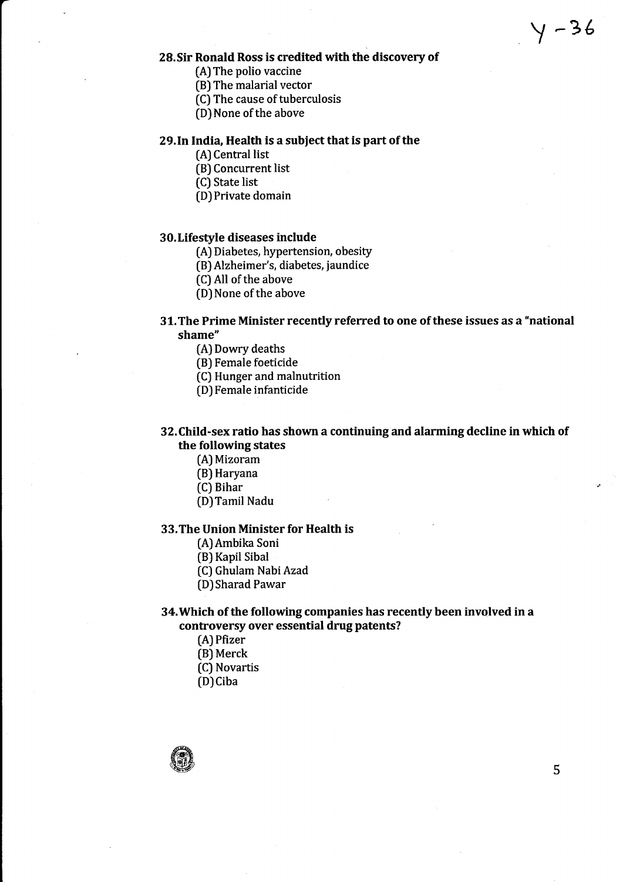**28. Sir Ronald Ross is credited with the discovery of**

(A) The polio vaccine
(B) The malarial vector
(C) The cause of tuberculosis
(D) None of the above

**29. In India, Health is a subject that is part of the**

(A) Central list
(B) Concurrent list
(C) State list
(D) Private domain

**30. Lifestyle diseases include**

(A) Diabetes, hypertension, obesity
(B) Alzheimer's, diabetes, jaundice
(C) All of the above
(D) None of the above

**31. The Prime Minister recently referred to one of these issues as a "national shame"**

(A) Dowry deaths
(B) Female foeticide
(C) Hunger and malnutrition
(D) Female infanticide

**32. Child-sex ratio has shown a continuing and alarming decline in which of the following states**

(A) Mizoram
(B) Haryana
(C) Bihar
(D) Tamil Nadu

**33. The Union Minister for Health is**

(A) Ambika Soni
(B) Kapil Sibal
(C) Ghulam Nabi Azad
(D) Sharad Pawar

**34. Which of the following companies has recently been involved in a controversy over essential drug patents?**

(A) Pfizer
(B) Merck
(C) Novartis
(D) Ciba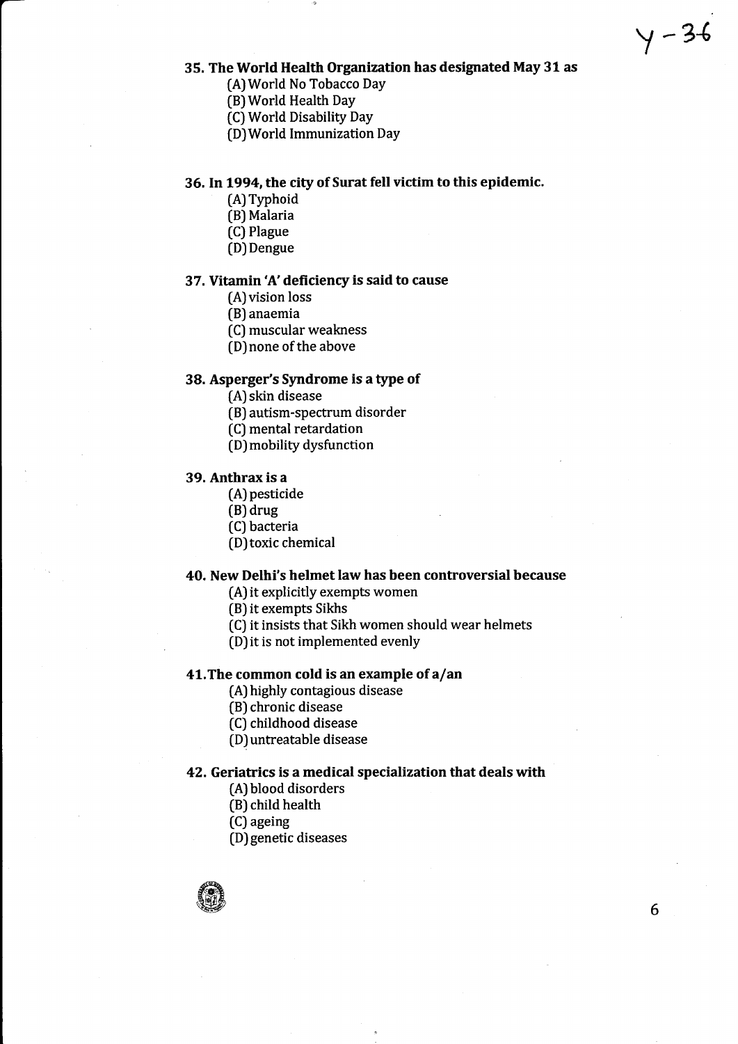**35. The World Health Organization has designated May 31 as**

(A) World No Tobacco Day
(B) World Health Day
(C) World Disability Day
(D) World Immunization Day

**36. In 1994, the city of Surat fell victim to this epidemic.**

(A) Typhoid
(B) Malaria
(C) Plague
(D) Dengue

**37. Vitamin 'A' deficiency is said to cause**

(A) vision loss
(B) anaemia
(C) muscular weakness
(D) none of the above

**38. Asperger's Syndrome is a type of**

(A) skin disease
(B) autism-spectrum disorder
(C) mental retardation
(D) mobility dysfunction

**39. Anthrax is a**

(A) pesticide
(B) drug
(C) bacteria
(D) toxic chemical

**40. New Delhi's helmet law has been controversial because**

(A) it explicitly exempts women
(B) it exempts Sikhs
(C) it insists that Sikh women should wear helmets
(D) it is not implemented evenly

**41. The common cold is an example of a/an**

(A) highly contagious disease
(B) chronic disease
(C) childhood disease
(D) untreatable disease

**42. Geriatrics is a medical specialization that deals with**

(A) blood disorders
(B) child health
(C) ageing
(D) genetic diseases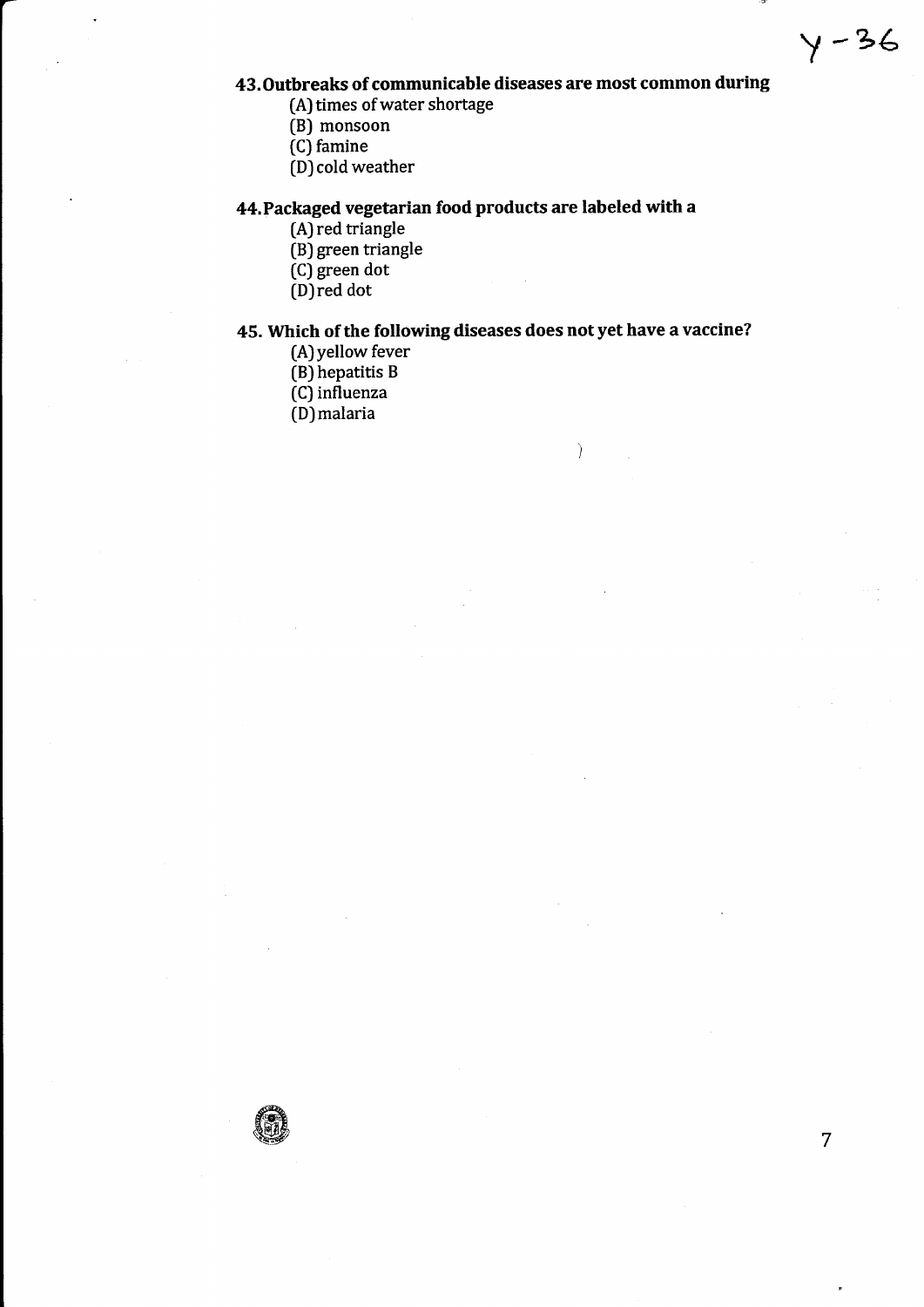**43. Outbreaks of communicable diseases are most common during**

(A) times of water shortage
(B) monsoon
(C) famine
(D) cold weather

**44. Packaged vegetarian food products are labeled with a**

(A) red triangle
(B) green triangle
(C) green dot
(D) red dot

**45. Which of the following diseases does not yet have a vaccine?**

(A) yellow fever
(B) hepatitis B
(C) influenza
(D) malaria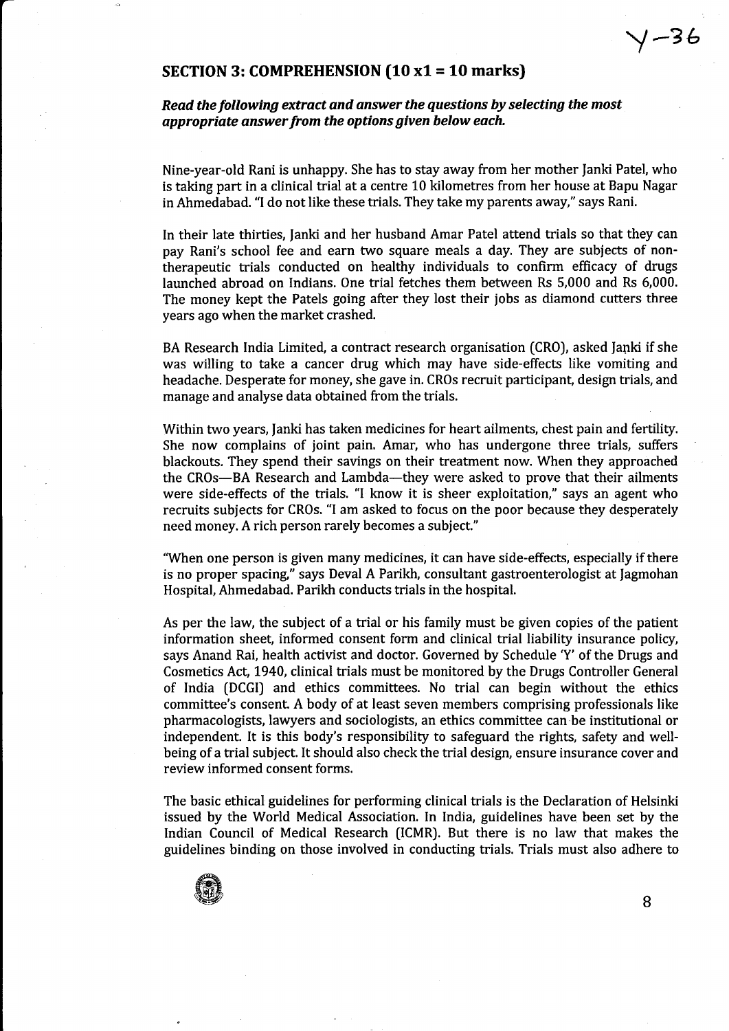## SECTION 3: COMPREHENSION (10 x1 = 10 marks)

***Read the following extract and answer the questions by selecting the most appropriate answer from the options given below each.***

Nine-year-old Rani is unhappy. She has to stay away from her mother Janki Patel, who is taking part in a clinical trial at a centre 10 kilometres from her house at Bapu Nagar in Ahmedabad. "I do not like these trials. They take my parents away," says Rani.

In their late thirties, Janki and her husband Amar Patel attend trials so that they can pay Rani's school fee and earn two square meals a day. They are subjects of non-therapeutic trials conducted on healthy individuals to confirm efficacy of drugs launched abroad on Indians. One trial fetches them between Rs 5,000 and Rs 6,000. The money kept the Patels going after they lost their jobs as diamond cutters three years ago when the market crashed.

BA Research India Limited, a contract research organisation (CRO), asked Janki if she was willing to take a cancer drug which may have side-effects like vomiting and headache. Desperate for money, she gave in. CROs recruit participant, design trials, and manage and analyse data obtained from the trials.

Within two years, Janki has taken medicines for heart ailments, chest pain and fertility. She now complains of joint pain. Amar, who has undergone three trials, suffers blackouts. They spend their savings on their treatment now. When they approached the CROs—BA Research and Lambda—they were asked to prove that their ailments were side-effects of the trials. "I know it is sheer exploitation," says an agent who recruits subjects for CROs. "I am asked to focus on the poor because they desperately need money. A rich person rarely becomes a subject."

"When one person is given many medicines, it can have side-effects, especially if there is no proper spacing," says Deval A Parikh, consultant gastroenterologist at Jagmohan Hospital, Ahmedabad. Parikh conducts trials in the hospital.

As per the law, the subject of a trial or his family must be given copies of the patient information sheet, informed consent form and clinical trial liability insurance policy, says Anand Rai, health activist and doctor. Governed by Schedule 'Y' of the Drugs and Cosmetics Act, 1940, clinical trials must be monitored by the Drugs Controller General of India (DCGI) and ethics committees. No trial can begin without the ethics committee's consent. A body of at least seven members comprising professionals like pharmacologists, lawyers and sociologists, an ethics committee can be institutional or independent. It is this body's responsibility to safeguard the rights, safety and well-being of a trial subject. It should also check the trial design, ensure insurance cover and review informed consent forms.

The basic ethical guidelines for performing clinical trials is the Declaration of Helsinki issued by the World Medical Association. In India, guidelines have been set by the Indian Council of Medical Research (ICMR). But there is no law that makes the guidelines binding on those involved in conducting trials. Trials must also adhere to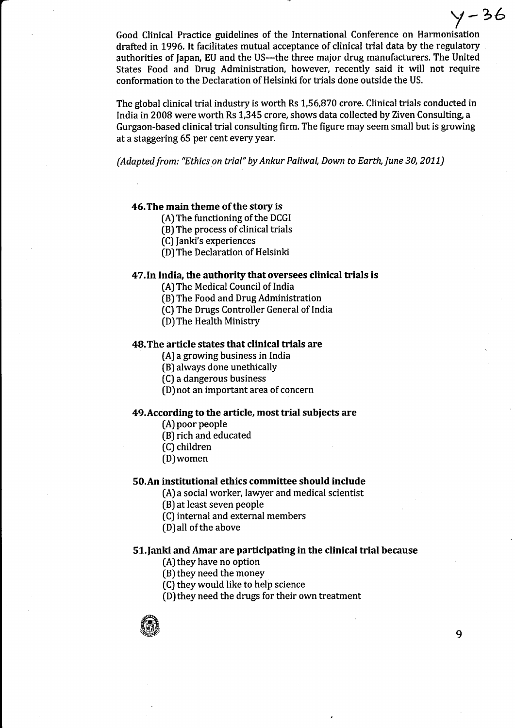Good Clinical Practice guidelines of the International Conference on Harmonisation drafted in 1996. It facilitates mutual acceptance of clinical trial data by the regulatory authorities of Japan, EU and the US—the three major drug manufacturers. The United States Food and Drug Administration, however, recently said it will not require conformation to the Declaration of Helsinki for trials done outside the US.

The global clinical trial industry is worth Rs 1,56,870 crore. Clinical trials conducted in India in 2008 were worth Rs 1,345 crore, shows data collected by Ziven Consulting, a Gurgaon-based clinical trial consulting firm. The figure may seem small but is growing at a staggering 65 per cent every year.

*(Adapted from: "Ethics on trial" by Ankur Paliwal, Down to Earth, June 30, 2011)*

**46. The main theme of the story is**

(A) The functioning of the DCGI
(B) The process of clinical trials
(C) Janki's experiences
(D) The Declaration of Helsinki

**47. In India, the authority that oversees clinical trials is**

(A) The Medical Council of India
(B) The Food and Drug Administration
(C) The Drugs Controller General of India
(D) The Health Ministry

**48. The article states that clinical trials are**

(A) a growing business in India
(B) always done unethically
(C) a dangerous business
(D) not an important area of concern

**49. According to the article, most trial subjects are**

(A) poor people
(B) rich and educated
(C) children
(D) women

**50. An institutional ethics committee should include**

(A) a social worker, lawyer and medical scientist
(B) at least seven people
(C) internal and external members
(D) all of the above

**51. Janki and Amar are participating in the clinical trial because**

(A) they have no option
(B) they need the money
(C) they would like to help science
(D) they need the drugs for their own treatment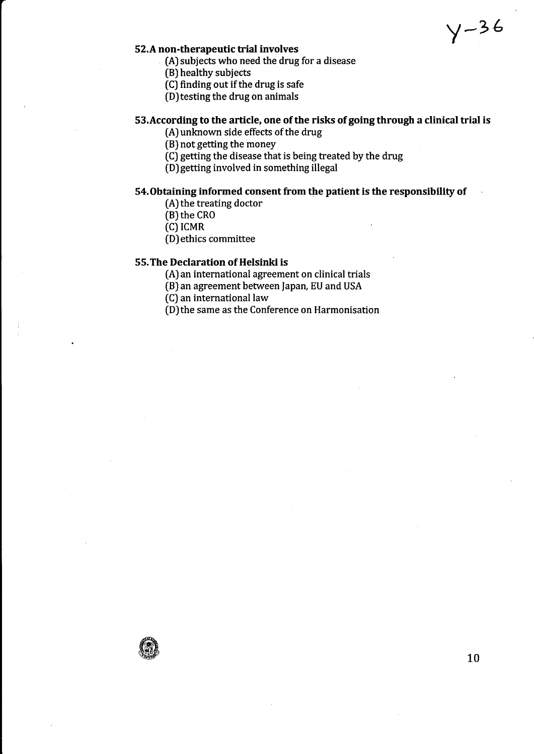**52. A non-therapeutic trial involves**

(A) subjects who need the drug for a disease
(B) healthy subjects
(C) finding out if the drug is safe
(D) testing the drug on animals

**53. According to the article, one of the risks of going through a clinical trial is**

(A) unknown side effects of the drug
(B) not getting the money
(C) getting the disease that is being treated by the drug
(D) getting involved in something illegal

**54. Obtaining informed consent from the patient is the responsibility of**

(A) the treating doctor
(B) the CRO
(C) ICMR
(D) ethics committee

**55. The Declaration of Helsinki is**

(A) an international agreement on clinical trials
(B) an agreement between Japan, EU and USA
(C) an international law
(D) the same as the Conference on Harmonisation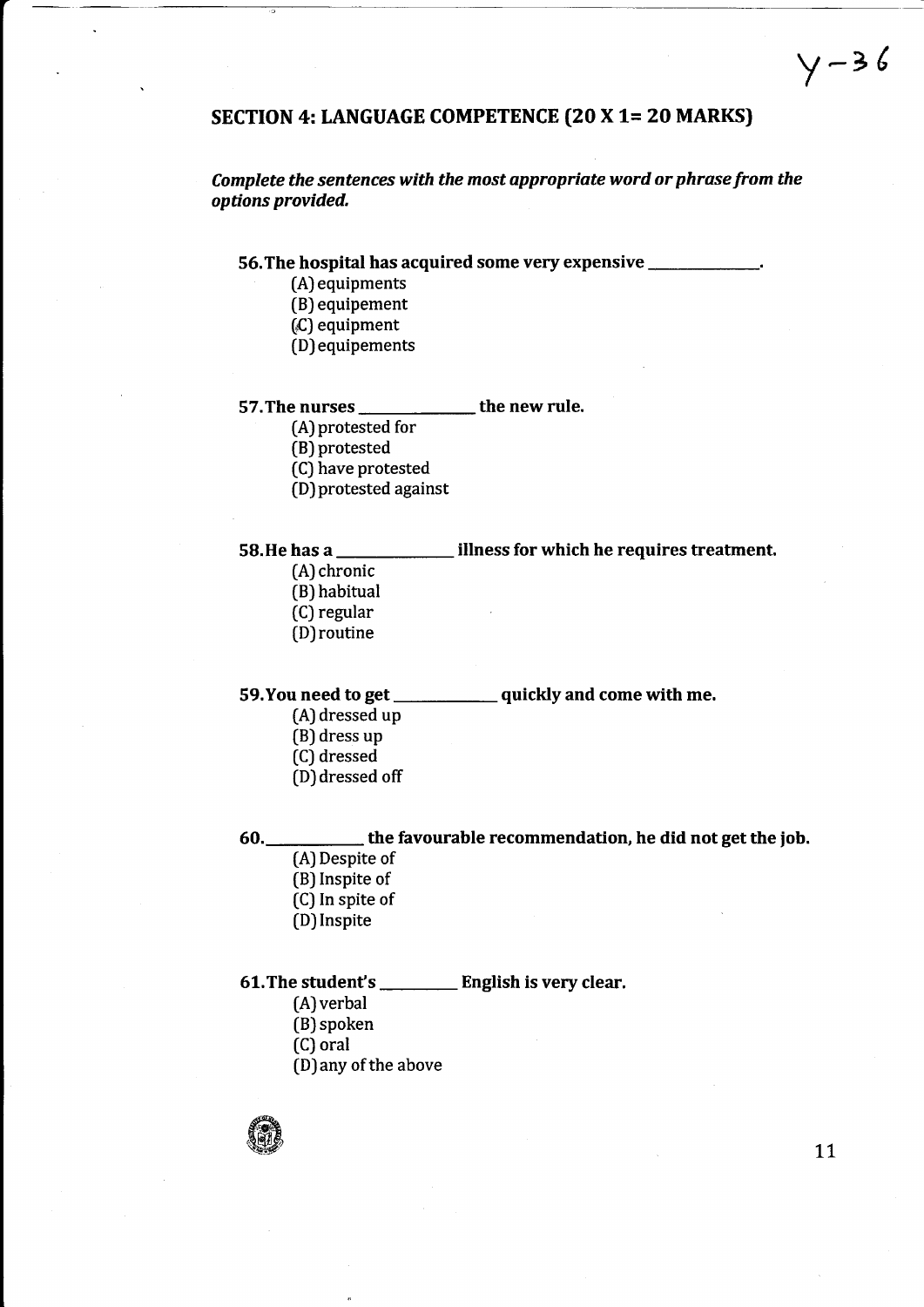Y-36

## SECTION 4: LANGUAGE COMPETENCE (20 X 1= 20 MARKS)

***Complete the sentences with the most appropriate word or phrase from the options provided.***

**56. The hospital has acquired some very expensive ______________.**

(A) equipments
(B) equipement
(C) equipment
(D) equipements

**57. The nurses ______________ the new rule.**

(A) protested for
(B) protested
(C) have protested
(D) protested against

**58. He has a ______________ illness for which he requires treatment.**

(A) chronic
(B) habitual
(C) regular
(D) routine

**59. You need to get ____________ quickly and come with me.**

(A) dressed up
(B) dress up
(C) dressed
(D) dressed off

**60. ____________ the favourable recommendation, he did not get the job.**

(A) Despite of
(B) Inspite of
(C) In spite of
(D) Inspite

**61. The student's _________ English is very clear.**

(A) verbal
(B) spoken
(C) oral
(D) any of the above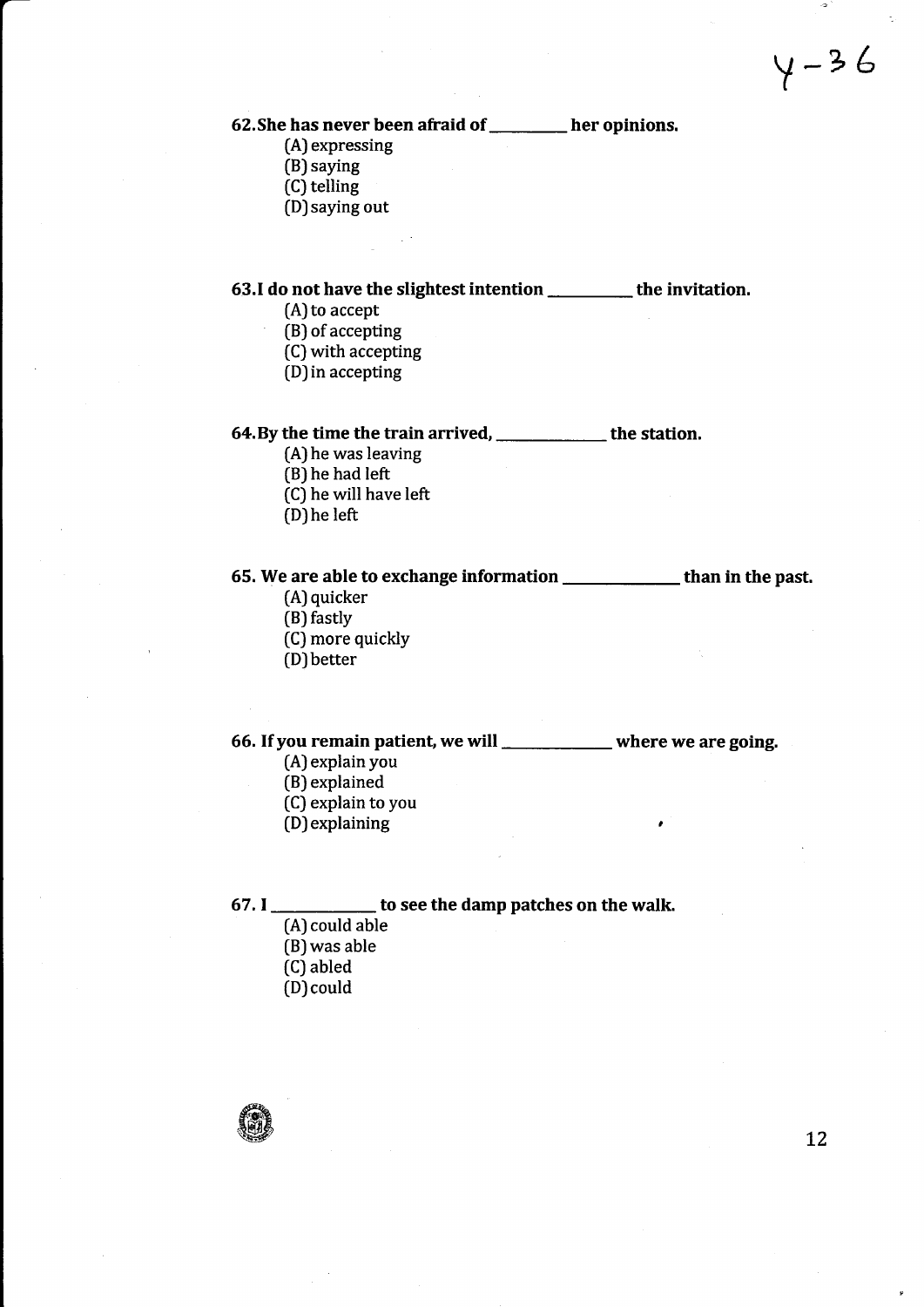**62. She has never been afraid of __________ her opinions.**

(A) expressing
(B) saying
(C) telling
(D) saying out

**63. I do not have the slightest intention __________ the invitation.**

(A) to accept
(B) of accepting
(C) with accepting
(D) in accepting

**64. By the time the train arrived, ______________ the station.**

(A) he was leaving
(B) he had left
(C) he will have left
(D) he left

**65. We are able to exchange information ______________ than in the past.**

(A) quicker
(B) fastly
(C) more quickly
(D) better

**66. If you remain patient, we will ______________ where we are going.**

(A) explain you
(B) explained
(C) explain to you
(D) explaining

**67. I ____________ to see the damp patches on the walk.**

(A) could able
(B) was able
(C) abled
(D) could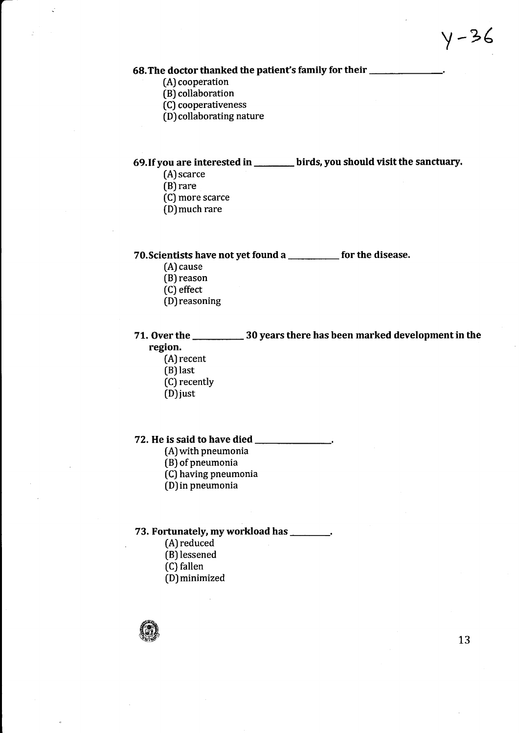y-36

**68. The doctor thanked the patient's family for their ______________.**

(A) cooperation
(B) collaboration
(C) cooperativeness
(D) collaborating nature

**69. If you are interested in ________ birds, you should visit the sanctuary.**

(A) scarce
(B) rare
(C) more scarce
(D) much rare

**70. Scientists have not yet found a __________ for the disease.**

(A) cause
(B) reason
(C) effect
(D) reasoning

**71. Over the __________ 30 years there has been marked development in the region.**

(A) recent
(B) last
(C) recently
(D) just

**72. He is said to have died _______________.**

(A) with pneumonia
(B) of pneumonia
(C) having pneumonia
(D) in pneumonia

**73. Fortunately, my workload has ________.**

(A) reduced
(B) lessened
(C) fallen
(D) minimized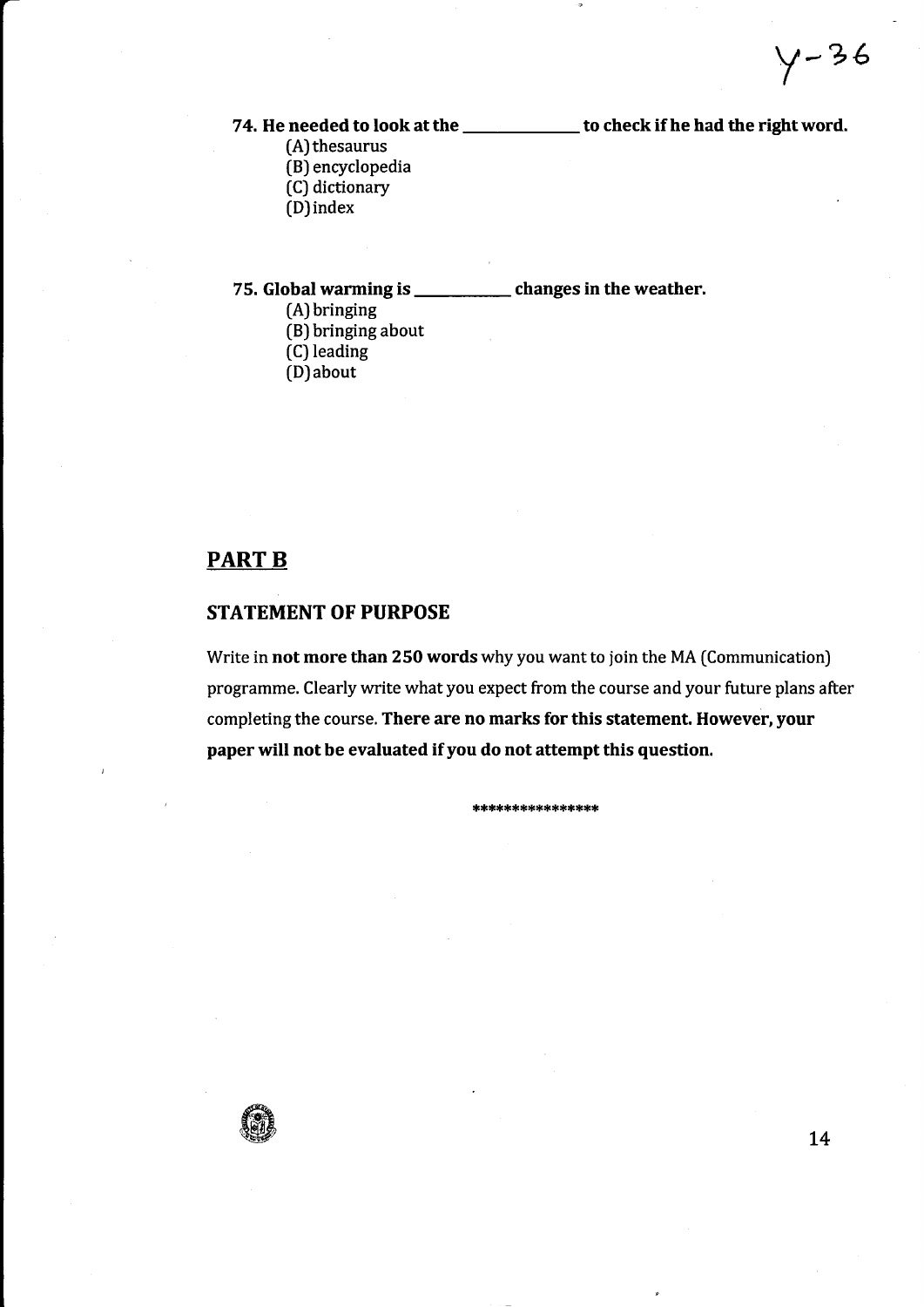**74. He needed to look at the _____________ to check if he had the right word.**

(A) thesaurus
(B) encyclopedia
(C) dictionary
(D) index

**75. Global warming is ___________ changes in the weather.**

(A) bringing
(B) bringing about
(C) leading
(D) about

## PART B

### STATEMENT OF PURPOSE

Write in **not more than 250 words** why you want to join the MA (Communication) programme. Clearly write what you expect from the course and your future plans after completing the course. **There are no marks for this statement. However, your paper will not be evaluated if you do not attempt this question.**

***************